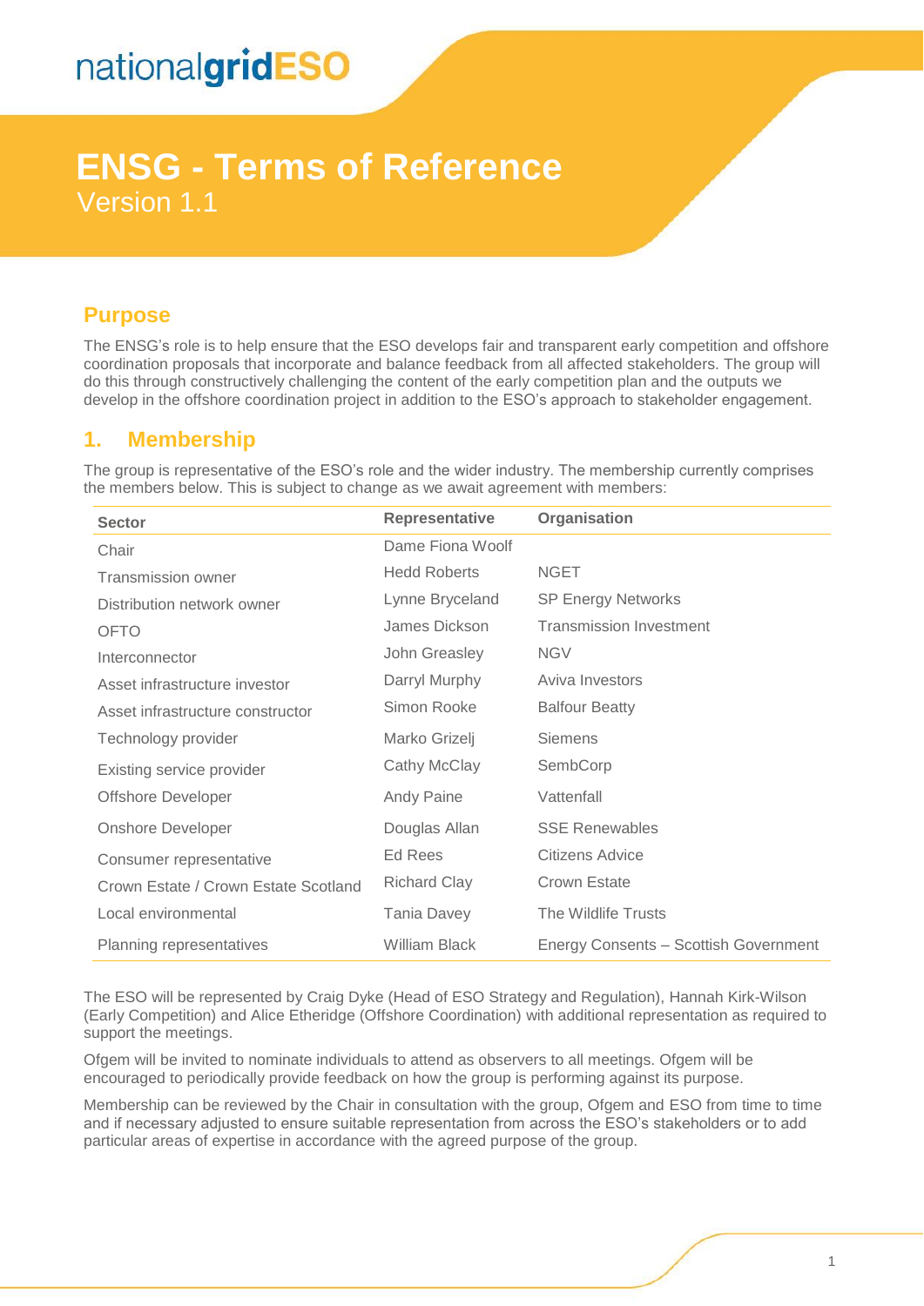nationalgridESO

# ENSG - Terms of Reference

Version 1.1

## Purpose

The ENSG's role is to help ensure that the ESO develops fair and transparent early competition and offshore coordination proposals that incorporate and balance feedback from all affected stakeholders. The group will do this through constructively challenging the content of the early competition plan and the outputs we develop in the offshore coordination project in addition to the ESO's approach to stakeholder engagement.

## 1. Membership

The group is representative of the ESO's role and the wider industry. The membership currently comprises the members below. This is subject to change as we await agreement with members:

| Sector | Representative | Organisation |
|---|---|---|
| Chair | Dame Fiona Woolf | |
| Transmission owner | Hedd Roberts | NGET |
| Distribution network owner | Lynne Bryceland | SP Energy Networks |
| OFTO | James Dickson | Transmission Investment |
| Interconnector | John Greasley | NGV |
| Asset infrastructure investor | Darryl Murphy | Aviva Investors |
| Asset infrastructure constructor | Simon Rooke | Balfour Beatty |
| Technology provider | Marko Grizelj | Siemens |
| Existing service provider | Cathy McClay | SembCorp |
| Offshore Developer | Andy Paine | Vattenfall |
| Onshore Developer | Douglas Allan | SSE Renewables |
| Consumer representative | Ed Rees | Citizens Advice |
| Crown Estate / Crown Estate Scotland | Richard Clay | Crown Estate |
| Local environmental | Tania Davey | The Wildlife Trusts |
| Planning representatives | William Black | Energy Consents – Scottish Government |

The ESO will be represented by Craig Dyke (Head of ESO Strategy and Regulation), Hannah Kirk-Wilson (Early Competition) and Alice Etheridge (Offshore Coordination) with additional representation as required to support the meetings.

Ofgem will be invited to nominate individuals to attend as observers to all meetings. Ofgem will be encouraged to periodically provide feedback on how the group is performing against its purpose.

Membership can be reviewed by the Chair in consultation with the group, Ofgem and ESO from time to time and if necessary adjusted to ensure suitable representation from across the ESO's stakeholders or to add particular areas of expertise in accordance with the agreed purpose of the group.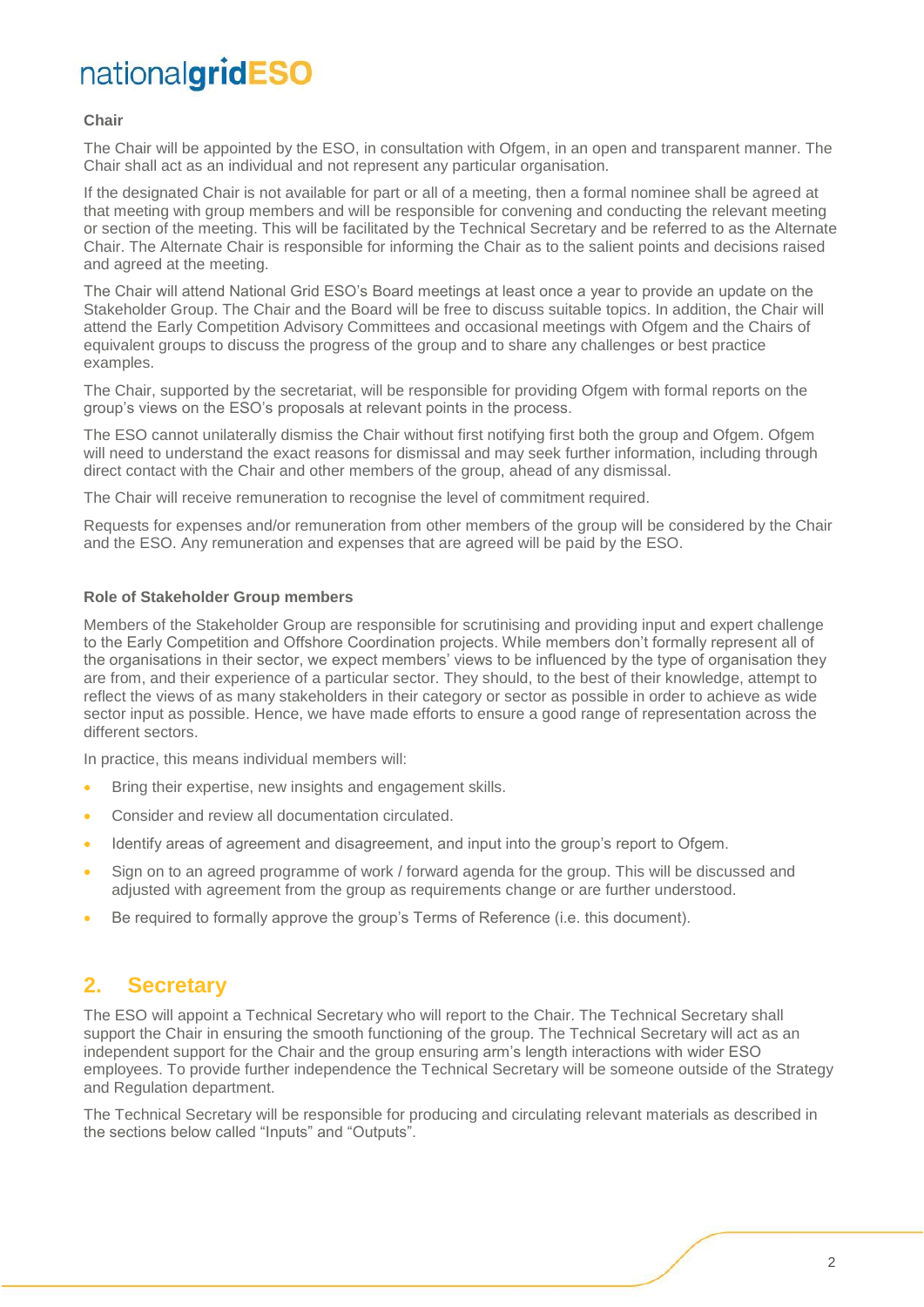### Chair

The Chair will be appointed by the ESO, in consultation with Ofgem, in an open and transparent manner. The Chair shall act as an individual and not represent any particular organisation.

If the designated Chair is not available for part or all of a meeting, then a formal nominee shall be agreed at that meeting with group members and will be responsible for convening and conducting the relevant meeting or section of the meeting. This will be facilitated by the Technical Secretary and be referred to as the Alternate Chair. The Alternate Chair is responsible for informing the Chair as to the salient points and decisions raised and agreed at the meeting.

The Chair will attend National Grid ESO's Board meetings at least once a year to provide an update on the Stakeholder Group. The Chair and the Board will be free to discuss suitable topics. In addition, the Chair will attend the Early Competition Advisory Committees and occasional meetings with Ofgem and the Chairs of equivalent groups to discuss the progress of the group and to share any challenges or best practice examples.

The Chair, supported by the secretariat, will be responsible for providing Ofgem with formal reports on the group's views on the ESO's proposals at relevant points in the process.

The ESO cannot unilaterally dismiss the Chair without first notifying first both the group and Ofgem. Ofgem will need to understand the exact reasons for dismissal and may seek further information, including through direct contact with the Chair and other members of the group, ahead of any dismissal.

The Chair will receive remuneration to recognise the level of commitment required.

Requests for expenses and/or remuneration from other members of the group will be considered by the Chair and the ESO. Any remuneration and expenses that are agreed will be paid by the ESO.

### Role of Stakeholder Group members

Members of the Stakeholder Group are responsible for scrutinising and providing input and expert challenge to the Early Competition and Offshore Coordination projects. While members don't formally represent all of the organisations in their sector, we expect members' views to be influenced by the type of organisation they are from, and their experience of a particular sector. They should, to the best of their knowledge, attempt to reflect the views of as many stakeholders in their category or sector as possible in order to achieve as wide sector input as possible. Hence, we have made efforts to ensure a good range of representation across the different sectors.

In practice, this means individual members will:

- Bring their expertise, new insights and engagement skills.
- Consider and review all documentation circulated.
- Identify areas of agreement and disagreement, and input into the group's report to Ofgem.
- Sign on to an agreed programme of work / forward agenda for the group. This will be discussed and adjusted with agreement from the group as requirements change or are further understood.
- Be required to formally approve the group's Terms of Reference (i.e. this document).

## 2. Secretary

The ESO will appoint a Technical Secretary who will report to the Chair. The Technical Secretary shall support the Chair in ensuring the smooth functioning of the group. The Technical Secretary will act as an independent support for the Chair and the group ensuring arm's length interactions with wider ESO employees. To provide further independence the Technical Secretary will be someone outside of the Strategy and Regulation department.

The Technical Secretary will be responsible for producing and circulating relevant materials as described in the sections below called "Inputs" and "Outputs".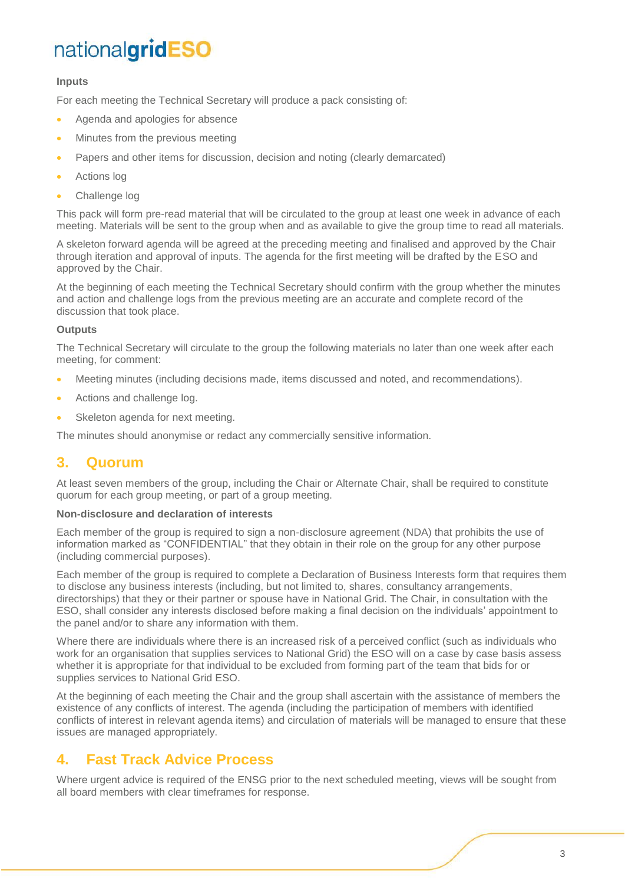**Inputs**

For each meeting the Technical Secretary will produce a pack consisting of:

- Agenda and apologies for absence
- Minutes from the previous meeting
- Papers and other items for discussion, decision and noting (clearly demarcated)
- Actions log
- Challenge log

This pack will form pre-read material that will be circulated to the group at least one week in advance of each meeting. Materials will be sent to the group when and as available to give the group time to read all materials.

A skeleton forward agenda will be agreed at the preceding meeting and finalised and approved by the Chair through iteration and approval of inputs. The agenda for the first meeting will be drafted by the ESO and approved by the Chair.

At the beginning of each meeting the Technical Secretary should confirm with the group whether the minutes and action and challenge logs from the previous meeting are an accurate and complete record of the discussion that took place.

**Outputs**

The Technical Secretary will circulate to the group the following materials no later than one week after each meeting, for comment:

- Meeting minutes (including decisions made, items discussed and noted, and recommendations).
- Actions and challenge log.
- Skeleton agenda for next meeting.

The minutes should anonymise or redact any commercially sensitive information.

## 3. Quorum

At least seven members of the group, including the Chair or Alternate Chair, shall be required to constitute quorum for each group meeting, or part of a group meeting.

**Non-disclosure and declaration of interests**

Each member of the group is required to sign a non-disclosure agreement (NDA) that prohibits the use of information marked as "CONFIDENTIAL" that they obtain in their role on the group for any other purpose (including commercial purposes).

Each member of the group is required to complete a Declaration of Business Interests form that requires them to disclose any business interests (including, but not limited to, shares, consultancy arrangements, directorships) that they or their partner or spouse have in National Grid. The Chair, in consultation with the ESO, shall consider any interests disclosed before making a final decision on the individuals' appointment to the panel and/or to share any information with them.

Where there are individuals where there is an increased risk of a perceived conflict (such as individuals who work for an organisation that supplies services to National Grid) the ESO will on a case by case basis assess whether it is appropriate for that individual to be excluded from forming part of the team that bids for or supplies services to National Grid ESO.

At the beginning of each meeting the Chair and the group shall ascertain with the assistance of members the existence of any conflicts of interest. The agenda (including the participation of members with identified conflicts of interest in relevant agenda items) and circulation of materials will be managed to ensure that these issues are managed appropriately.

## 4. Fast Track Advice Process

Where urgent advice is required of the ENSG prior to the next scheduled meeting, views will be sought from all board members with clear timeframes for response.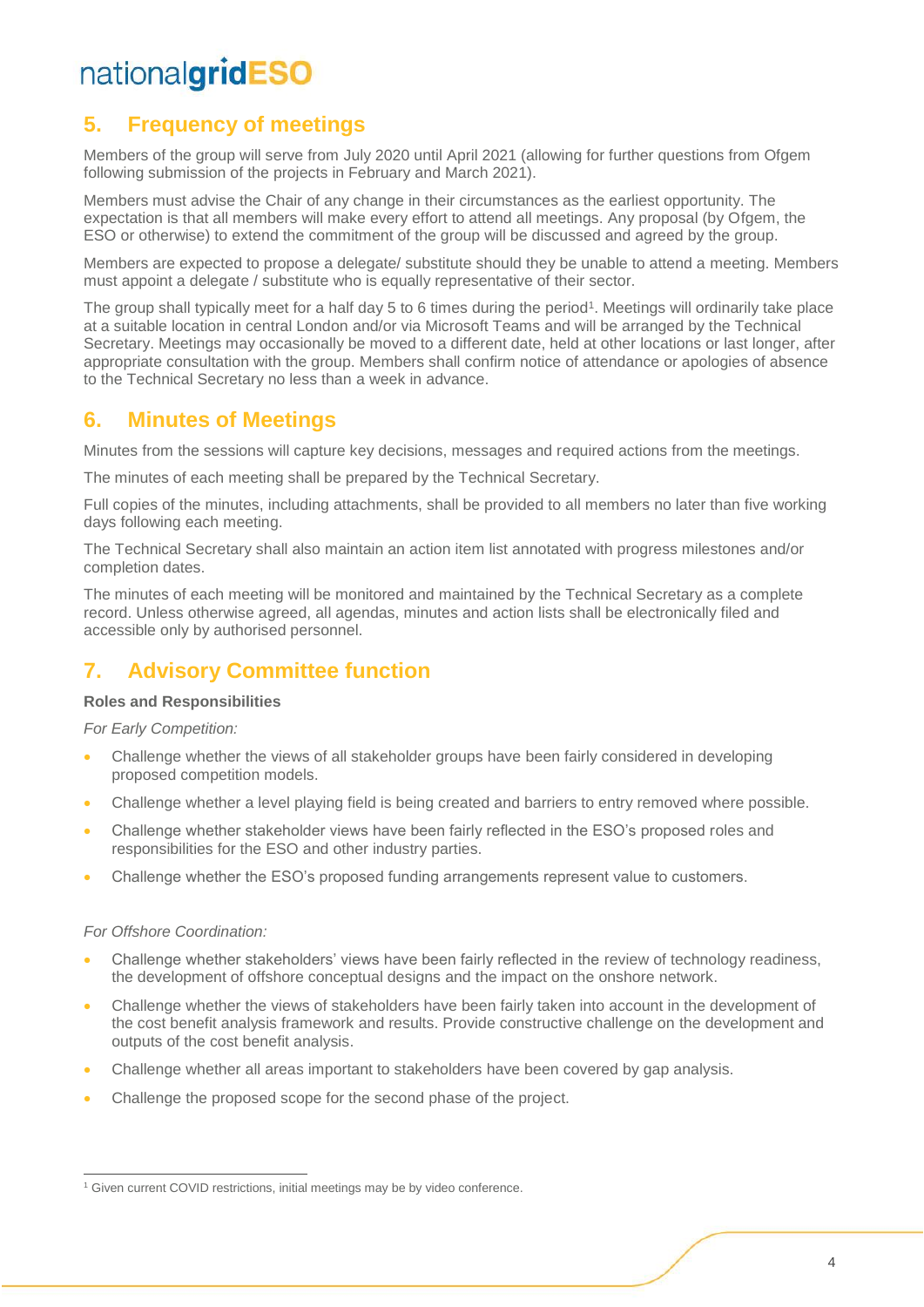## 5. Frequency of meetings

Members of the group will serve from July 2020 until April 2021 (allowing for further questions from Ofgem following submission of the projects in February and March 2021).

Members must advise the Chair of any change in their circumstances as the earliest opportunity. The expectation is that all members will make every effort to attend all meetings. Any proposal (by Ofgem, the ESO or otherwise) to extend the commitment of the group will be discussed and agreed by the group.

Members are expected to propose a delegate/ substitute should they be unable to attend a meeting. Members must appoint a delegate / substitute who is equally representative of their sector.

The group shall typically meet for a half day 5 to 6 times during the period[1]. Meetings will ordinarily take place at a suitable location in central London and/or via Microsoft Teams and will be arranged by the Technical Secretary. Meetings may occasionally be moved to a different date, held at other locations or last longer, after appropriate consultation with the group. Members shall confirm notice of attendance or apologies of absence to the Technical Secretary no less than a week in advance.

## 6. Minutes of Meetings

Minutes from the sessions will capture key decisions, messages and required actions from the meetings.

The minutes of each meeting shall be prepared by the Technical Secretary.

Full copies of the minutes, including attachments, shall be provided to all members no later than five working days following each meeting.

The Technical Secretary shall also maintain an action item list annotated with progress milestones and/or completion dates.

The minutes of each meeting will be monitored and maintained by the Technical Secretary as a complete record. Unless otherwise agreed, all agendas, minutes and action lists shall be electronically filed and accessible only by authorised personnel.

## 7. Advisory Committee function

**Roles and Responsibilities**

*For Early Competition:*

- Challenge whether the views of all stakeholder groups have been fairly considered in developing proposed competition models.
- Challenge whether a level playing field is being created and barriers to entry removed where possible.
- Challenge whether stakeholder views have been fairly reflected in the ESO's proposed roles and responsibilities for the ESO and other industry parties.
- Challenge whether the ESO's proposed funding arrangements represent value to customers.

*For Offshore Coordination:*

- Challenge whether stakeholders' views have been fairly reflected in the review of technology readiness, the development of offshore conceptual designs and the impact on the onshore network.
- Challenge whether the views of stakeholders have been fairly taken into account in the development of the cost benefit analysis framework and results. Provide constructive challenge on the development and outputs of the cost benefit analysis.
- Challenge whether all areas important to stakeholders have been covered by gap analysis.
- Challenge the proposed scope for the second phase of the project.

---

[1] Given current COVID restrictions, initial meetings may be by video conference.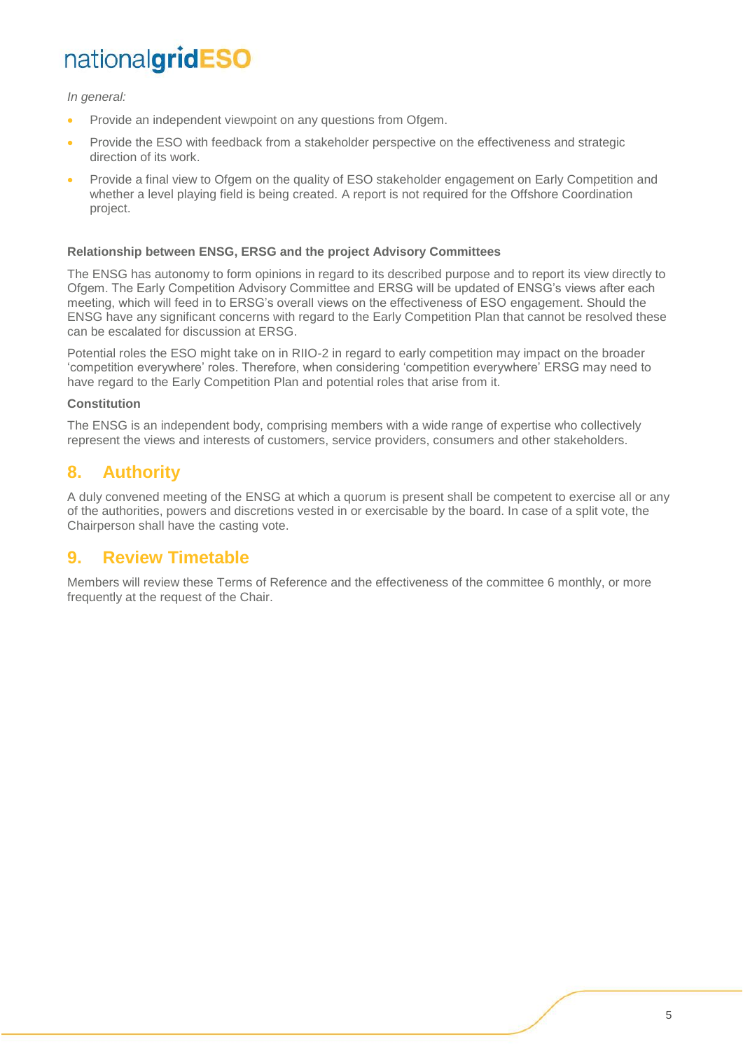*In general:*

- Provide an independent viewpoint on any questions from Ofgem.
- Provide the ESO with feedback from a stakeholder perspective on the effectiveness and strategic direction of its work.
- Provide a final view to Ofgem on the quality of ESO stakeholder engagement on Early Competition and whether a level playing field is being created. A report is not required for the Offshore Coordination project.

**Relationship between ENSG, ERSG and the project Advisory Committees**

The ENSG has autonomy to form opinions in regard to its described purpose and to report its view directly to Ofgem. The Early Competition Advisory Committee and ERSG will be updated of ENSG's views after each meeting, which will feed in to ERSG's overall views on the effectiveness of ESO engagement. Should the ENSG have any significant concerns with regard to the Early Competition Plan that cannot be resolved these can be escalated for discussion at ERSG.

Potential roles the ESO might take on in RIIO-2 in regard to early competition may impact on the broader 'competition everywhere' roles. Therefore, when considering 'competition everywhere' ERSG may need to have regard to the Early Competition Plan and potential roles that arise from it.

**Constitution**

The ENSG is an independent body, comprising members with a wide range of expertise who collectively represent the views and interests of customers, service providers, consumers and other stakeholders.

## 8. Authority

A duly convened meeting of the ENSG at which a quorum is present shall be competent to exercise all or any of the authorities, powers and discretions vested in or exercisable by the board. In case of a split vote, the Chairperson shall have the casting vote.

## 9. Review Timetable

Members will review these Terms of Reference and the effectiveness of the committee 6 monthly, or more frequently at the request of the Chair.